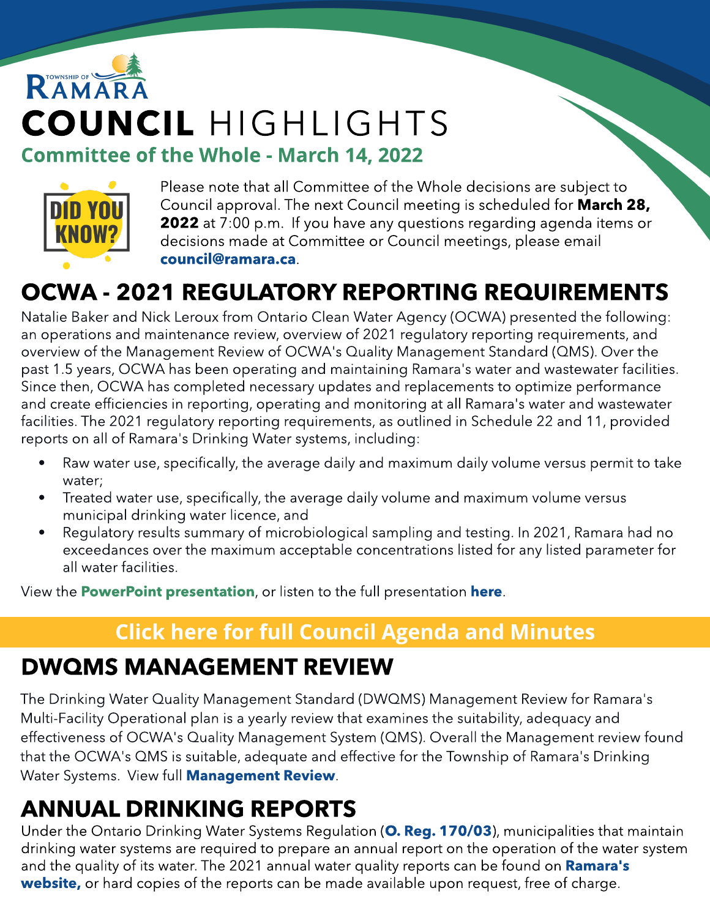TOWNSHIP OF RAMARA

# COUNCIL HIGHLIGHTS

## Committee of the Whole - March 14, 2022

DID YOU KNOW?

Please note that all Committee of the Whole decisions are subject to Council approval. The next Council meeting is scheduled for **March 28, 2022** at 7:00 p.m. If you have any questions regarding agenda items or decisions made at Committee or Council meetings, please email **council@ramara.ca**.

## OCWA - 2021 REGULATORY REPORTING REQUIREMENTS

Natalie Baker and Nick Leroux from Ontario Clean Water Agency (OCWA) presented the following: an operations and maintenance review, overview of 2021 regulatory reporting requirements, and overview of the Management Review of OCWA's Quality Management Standard (QMS). Over the past 1.5 years, OCWA has been operating and maintaining Ramara's water and wastewater facilities. Since then, OCWA has completed necessary updates and replacements to optimize performance and create efficiencies in reporting, operating and monitoring at all Ramara's water and wastewater facilities. The 2021 regulatory reporting requirements, as outlined in Schedule 22 and 11, provided reports on all of Ramara's Drinking Water systems, including:

- Raw water use, specifically, the average daily and maximum daily volume versus permit to take water;
- Treated water use, specifically, the average daily volume and maximum volume versus municipal drinking water licence, and
- Regulatory results summary of microbiological sampling and testing. In 2021, Ramara had no exceedances over the maximum acceptable concentrations listed for any listed parameter for all water facilities.

View the **PowerPoint presentation**, or listen to the full presentation **here**.

**Click here for full Council Agenda and Minutes**

## DWQMS MANAGEMENT REVIEW

The Drinking Water Quality Management Standard (DWQMS) Management Review for Ramara's Multi-Facility Operational plan is a yearly review that examines the suitability, adequacy and effectiveness of OCWA's Quality Management System (QMS). Overall the Management review found that the OCWA's QMS is suitable, adequate and effective for the Township of Ramara's Drinking Water Systems. View full **Management Review**.

## ANNUAL DRINKING REPORTS

Under the Ontario Drinking Water Systems Regulation (**O. Reg. 170/03**), municipalities that maintain drinking water systems are required to prepare an annual report on the operation of the water system and the quality of its water. The 2021 annual water quality reports can be found on **Ramara's website,** or hard copies of the reports can be made available upon request, free of charge.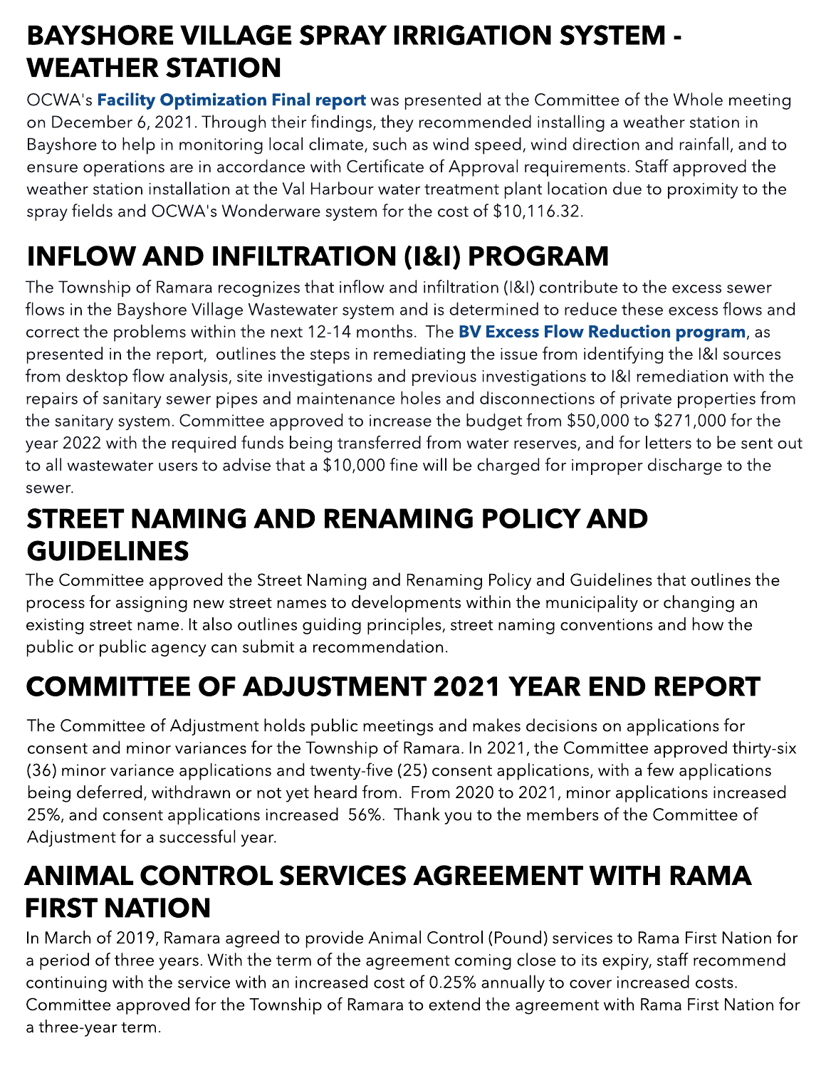# BAYSHORE VILLAGE SPRAY IRRIGATION SYSTEM - WEATHER STATION

OCWA's **Facility Optimization Final report** was presented at the Committee of the Whole meeting on December 6, 2021. Through their findings, they recommended installing a weather station in Bayshore to help in monitoring local climate, such as wind speed, wind direction and rainfall, and to ensure operations are in accordance with Certificate of Approval requirements. Staff approved the weather station installation at the Val Harbour water treatment plant location due to proximity to the spray fields and OCWA's Wonderware system for the cost of $10,116.32.

# INFLOW AND INFILTRATION (I&I) PROGRAM

The Township of Ramara recognizes that inflow and infiltration (I&I) contribute to the excess sewer flows in the Bayshore Village Wastewater system and is determined to reduce these excess flows and correct the problems within the next 12-14 months. The **BV Excess Flow Reduction program**, as presented in the report, outlines the steps in remediating the issue from identifying the I&I sources from desktop flow analysis, site investigations and previous investigations to I&I remediation with the repairs of sanitary sewer pipes and maintenance holes and disconnections of private properties from the sanitary system. Committee approved to increase the budget from $50,000 to $271,000 for the year 2022 with the required funds being transferred from water reserves, and for letters to be sent out to all wastewater users to advise that a $10,000 fine will be charged for improper discharge to the sewer.

# STREET NAMING AND RENAMING POLICY AND GUIDELINES

The Committee approved the Street Naming and Renaming Policy and Guidelines that outlines the process for assigning new street names to developments within the municipality or changing an existing street name. It also outlines guiding principles, street naming conventions and how the public or public agency can submit a recommendation.

# COMMITTEE OF ADJUSTMENT 2021 YEAR END REPORT

The Committee of Adjustment holds public meetings and makes decisions on applications for consent and minor variances for the Township of Ramara. In 2021, the Committee approved thirty-six (36) minor variance applications and twenty-five (25) consent applications, with a few applications being deferred, withdrawn or not yet heard from. From 2020 to 2021, minor applications increased 25%, and consent applications increased 56%. Thank you to the members of the Committee of Adjustment for a successful year.

# ANIMAL CONTROL SERVICES AGREEMENT WITH RAMA FIRST NATION

In March of 2019, Ramara agreed to provide Animal Control (Pound) services to Rama First Nation for a period of three years. With the term of the agreement coming close to its expiry, staff recommend continuing with the service with an increased cost of 0.25% annually to cover increased costs. Committee approved for the Township of Ramara to extend the agreement with Rama First Nation for a three-year term.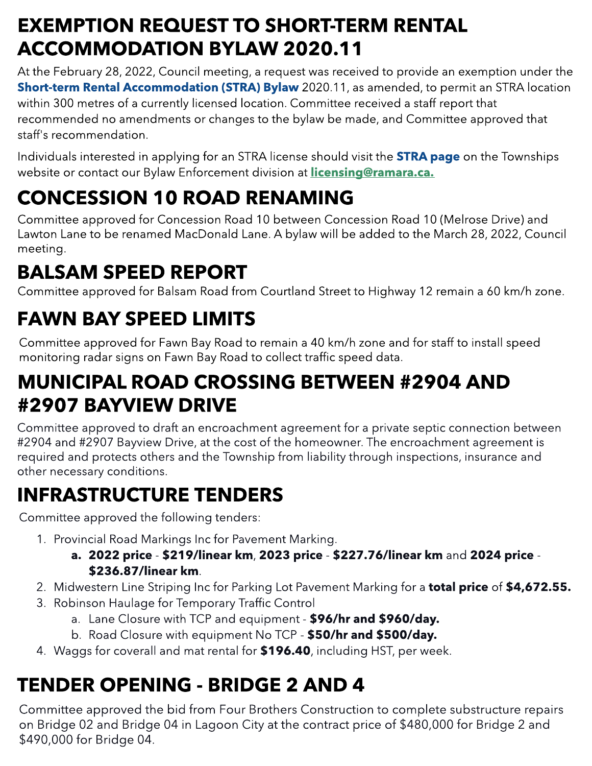# EXEMPTION REQUEST TO SHORT-TERM RENTAL ACCOMMODATION BYLAW 2020.11

At the February 28, 2022, Council meeting, a request was received to provide an exemption under the **Short-term Rental Accommodation (STRA) Bylaw** 2020.11, as amended, to permit an STRA location within 300 metres of a currently licensed location. Committee received a staff report that recommended no amendments or changes to the bylaw be made, and Committee approved that staff's recommendation.

Individuals interested in applying for an STRA license should visit the **STRA page** on the Townships website or contact our Bylaw Enforcement division at **licensing@ramara.ca.**

# CONCESSION 10 ROAD RENAMING

Committee approved for Concession Road 10 between Concession Road 10 (Melrose Drive) and Lawton Lane to be renamed MacDonald Lane. A bylaw will be added to the March 28, 2022, Council meeting.

# BALSAM SPEED REPORT

Committee approved for Balsam Road from Courtland Street to Highway 12 remain a 60 km/h zone.

# FAWN BAY SPEED LIMITS

Committee approved for Fawn Bay Road to remain a 40 km/h zone and for staff to install speed monitoring radar signs on Fawn Bay Road to collect traffic speed data.

# MUNICIPAL ROAD CROSSING BETWEEN #2904 AND #2907 BAYVIEW DRIVE

Committee approved to draft an encroachment agreement for a private septic connection between #2904 and #2907 Bayview Drive, at the cost of the homeowner. The encroachment agreement is required and protects others and the Township from liability through inspections, insurance and other necessary conditions.

# INFRASTRUCTURE TENDERS

Committee approved the following tenders:

1. Provincial Road Markings Inc for Pavement Marking.
   a. **2022 price** - **$219/linear km**, **2023 price** - **$227.76/linear km** and **2024 price** - **$236.87/linear km**.
2. Midwestern Line Striping Inc for Parking Lot Pavement Marking for a **total price** of **$4,672.55.**
3. Robinson Haulage for Temporary Traffic Control
   a. Lane Closure with TCP and equipment - **$96/hr and $960/day.**
   b. Road Closure with equipment No TCP - **$50/hr and $500/day.**
4. Waggs for coverall and mat rental for **$196.40**, including HST, per week.

# TENDER OPENING - BRIDGE 2 AND 4

Committee approved the bid from Four Brothers Construction to complete substructure repairs on Bridge 02 and Bridge 04 in Lagoon City at the contract price of $480,000 for Bridge 2 and $490,000 for Bridge 04.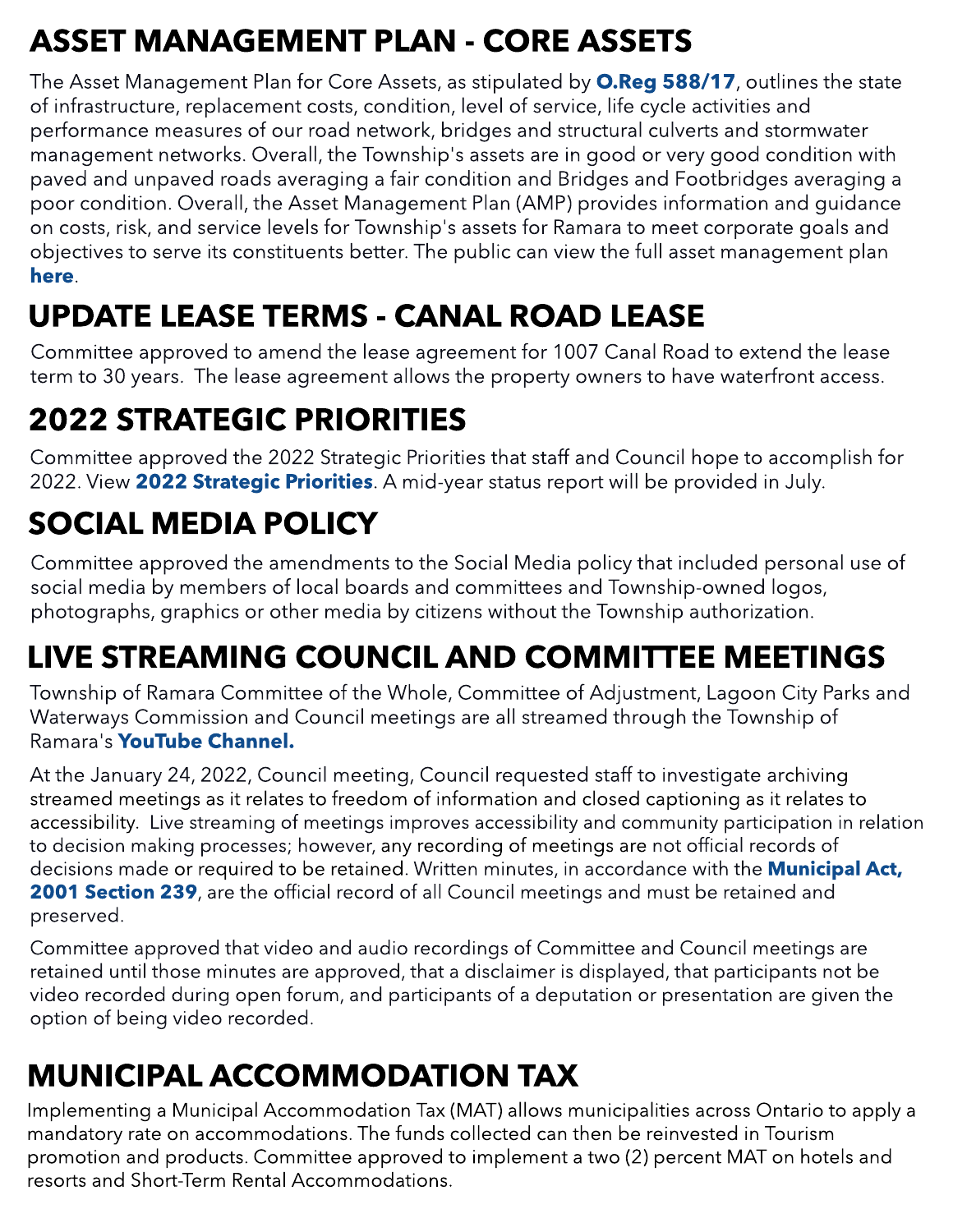# ASSET MANAGEMENT PLAN - CORE ASSETS

The Asset Management Plan for Core Assets, as stipulated by **O.Reg 588/17**, outlines the state of infrastructure, replacement costs, condition, level of service, life cycle activities and performance measures of our road network, bridges and structural culverts and stormwater management networks. Overall, the Township's assets are in good or very good condition with paved and unpaved roads averaging a fair condition and Bridges and Footbridges averaging a poor condition. Overall, the Asset Management Plan (AMP) provides information and guidance on costs, risk, and service levels for Township's assets for Ramara to meet corporate goals and objectives to serve its constituents better. The public can view the full asset management plan **here**.

# UPDATE LEASE TERMS - CANAL ROAD LEASE

Committee approved to amend the lease agreement for 1007 Canal Road to extend the lease term to 30 years. The lease agreement allows the property owners to have waterfront access.

# 2022 STRATEGIC PRIORITIES

Committee approved the 2022 Strategic Priorities that staff and Council hope to accomplish for 2022. View **2022 Strategic Priorities**. A mid-year status report will be provided in July.

# SOCIAL MEDIA POLICY

Committee approved the amendments to the Social Media policy that included personal use of social media by members of local boards and committees and Township-owned logos, photographs, graphics or other media by citizens without the Township authorization.

# LIVE STREAMING COUNCIL AND COMMITTEE MEETINGS

Township of Ramara Committee of the Whole, Committee of Adjustment, Lagoon City Parks and Waterways Commission and Council meetings are all streamed through the Township of Ramara's **YouTube Channel.**

At the January 24, 2022, Council meeting, Council requested staff to investigate archiving streamed meetings as it relates to freedom of information and closed captioning as it relates to accessibility. Live streaming of meetings improves accessibility and community participation in relation to decision making processes; however, any recording of meetings are not official records of decisions made or required to be retained. Written minutes, in accordance with the **Municipal Act, 2001 Section 239**, are the official record of all Council meetings and must be retained and preserved.

Committee approved that video and audio recordings of Committee and Council meetings are retained until those minutes are approved, that a disclaimer is displayed, that participants not be video recorded during open forum, and participants of a deputation or presentation are given the option of being video recorded.

# MUNICIPAL ACCOMMODATION TAX

Implementing a Municipal Accommodation Tax (MAT) allows municipalities across Ontario to apply a mandatory rate on accommodations. The funds collected can then be reinvested in Tourism promotion and products. Committee approved to implement a two (2) percent MAT on hotels and resorts and Short-Term Rental Accommodations.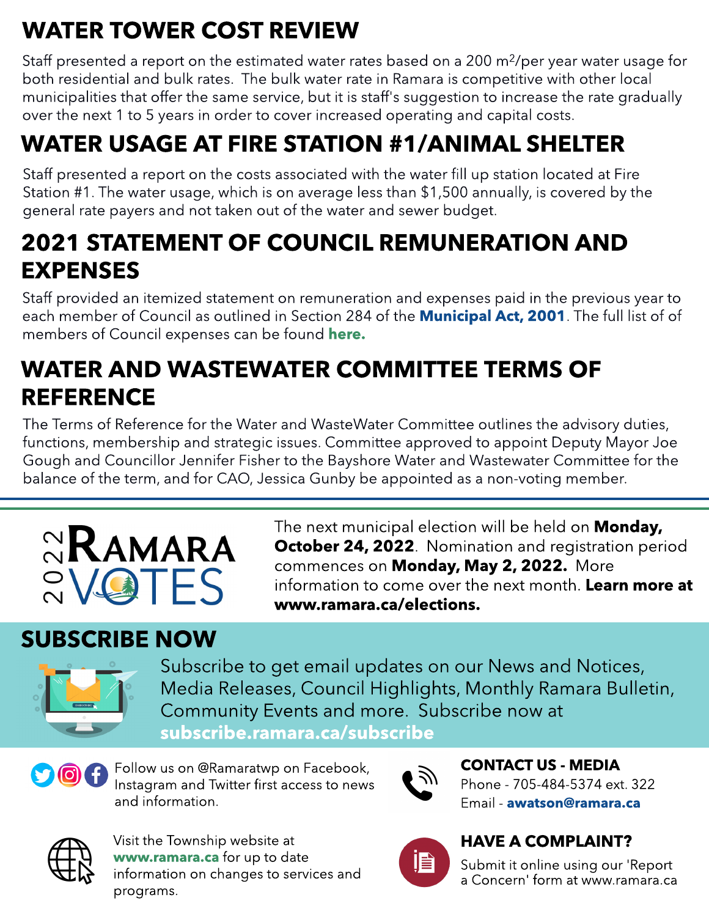## WATER TOWER COST REVIEW

Staff presented a report on the estimated water rates based on a 200 $m^2$/per year water usage for both residential and bulk rates. The bulk water rate in Ramara is competitive with other local municipalities that offer the same service, but it is staff's suggestion to increase the rate gradually over the next 1 to 5 years in order to cover increased operating and capital costs.

## WATER USAGE AT FIRE STATION #1/ANIMAL SHELTER

Staff presented a report on the costs associated with the water fill up station located at Fire Station #1. The water usage, which is on average less than $1,500 annually, is covered by the general rate payers and not taken out of the water and sewer budget.

## 2021 STATEMENT OF COUNCIL REMUNERATION AND EXPENSES

Staff provided an itemized statement on remuneration and expenses paid in the previous year to each member of Council as outlined in Section 284 of the **Municipal Act, 2001**. The full list of of members of Council expenses can be found **here.**

## WATER AND WASTEWATER COMMITTEE TERMS OF REFERENCE

The Terms of Reference for the Water and WasteWater Committee outlines the advisory duties, functions, membership and strategic issues. Committee approved to appoint Deputy Mayor Joe Gough and Councillor Jennifer Fisher to the Bayshore Water and Wastewater Committee for the balance of the term, and for CAO, Jessica Gunby be appointed as a non-voting member.

---

2022 RAMARA VOTES

The next municipal election will be held on **Monday, October 24, 2022**. Nomination and registration period commences on **Monday, May 2, 2022.** More information to come over the next month. **Learn more at www.ramara.ca/elections.**

## SUBSCRIBE NOW

Subscribe to get email updates on our News and Notices, Media Releases, Council Highlights, Monthly Ramara Bulletin, Community Events and more. Subscribe now at **subscribe.ramara.ca/subscribe**

Follow us on @Ramaratwp on Facebook, Instagram and Twitter first access to news and information.

Visit the Township website at **www.ramara.ca** for up to date information on changes to services and programs.

**CONTACT US - MEDIA**

Phone - 705-484-5374 ext. 322

Email - **awatson@ramara.ca**

**HAVE A COMPLAINT?**

Submit it online using our 'Report a Concern' form at www.ramara.ca